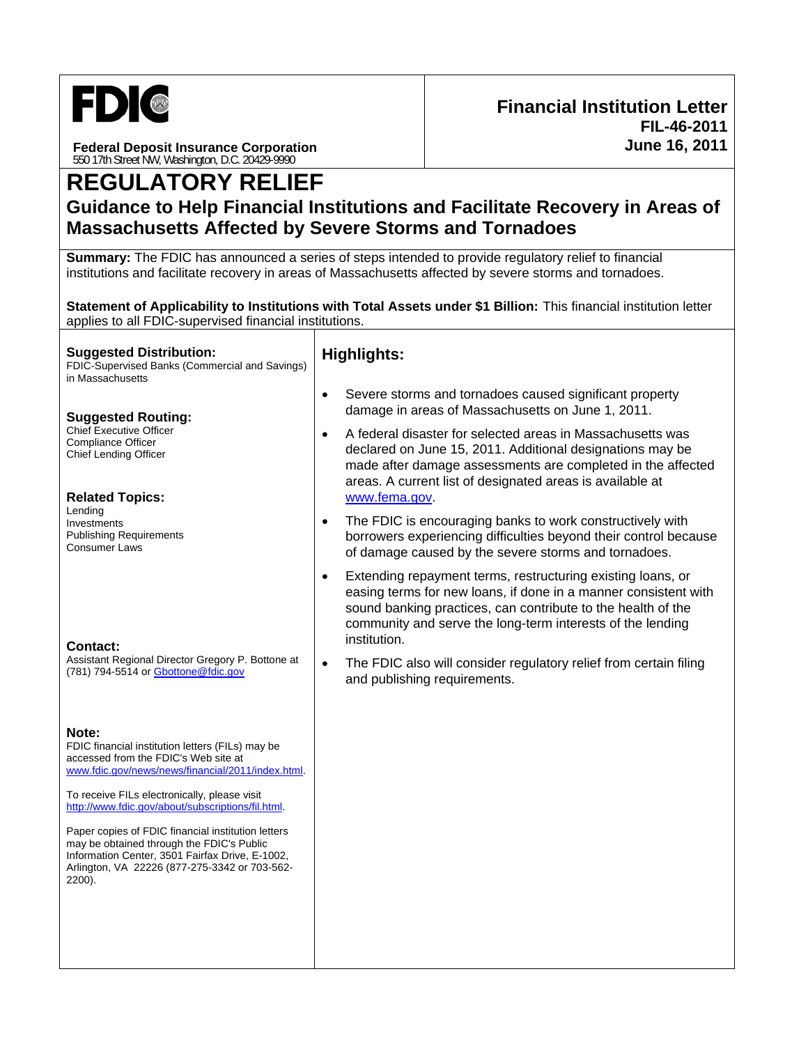**FDIC**

**Federal Deposit Insurance Corporation**
550 17th Street NW, Washington, D.C. 20429-9990

**Financial Institution Letter**
**FIL-46-2011**
**June 16, 2011**

# REGULATORY RELIEF

## Guidance to Help Financial Institutions and Facilitate Recovery in Areas of Massachusetts Affected by Severe Storms and Tornadoes

**Summary:** The FDIC has announced a series of steps intended to provide regulatory relief to financial institutions and facilitate recovery in areas of Massachusetts affected by severe storms and tornadoes.

**Statement of Applicability to Institutions with Total Assets under $1 Billion:** This financial institution letter applies to all FDIC-supervised financial institutions.

**Suggested Distribution:**
FDIC-Supervised Banks (Commercial and Savings) in Massachusetts

**Suggested Routing:**
Chief Executive Officer
Compliance Officer
Chief Lending Officer

**Related Topics:**
Lending
Investments
Publishing Requirements
Consumer Laws

**Contact:**
Assistant Regional Director Gregory P. Bottone at (781) 794-5514 or [Gbottone@fdic.gov](mailto:Gbottone@fdic.gov)

**Note:**
FDIC financial institution letters (FILs) may be accessed from the FDIC's Web site at [www.fdic.gov/news/news/financial/2011/index.html](http://www.fdic.gov/news/news/financial/2011/index.html).

To receive FILs electronically, please visit [http://www.fdic.gov/about/subscriptions/fil.html](http://www.fdic.gov/about/subscriptions/fil.html).

Paper copies of FDIC financial institution letters may be obtained through the FDIC's Public Information Center, 3501 Fairfax Drive, E-1002, Arlington, VA 22226 (877-275-3342 or 703-562-2200).

### Highlights:

- Severe storms and tornadoes caused significant property damage in areas of Massachusetts on June 1, 2011.
- A federal disaster for selected areas in Massachusetts was declared on June 15, 2011. Additional designations may be made after damage assessments are completed in the affected areas. A current list of designated areas is available at [www.fema.gov](http://www.fema.gov).
- The FDIC is encouraging banks to work constructively with borrowers experiencing difficulties beyond their control because of damage caused by the severe storms and tornadoes.
- Extending repayment terms, restructuring existing loans, or easing terms for new loans, if done in a manner consistent with sound banking practices, can contribute to the health of the community and serve the long-term interests of the lending institution.
- The FDIC also will consider regulatory relief from certain filing and publishing requirements.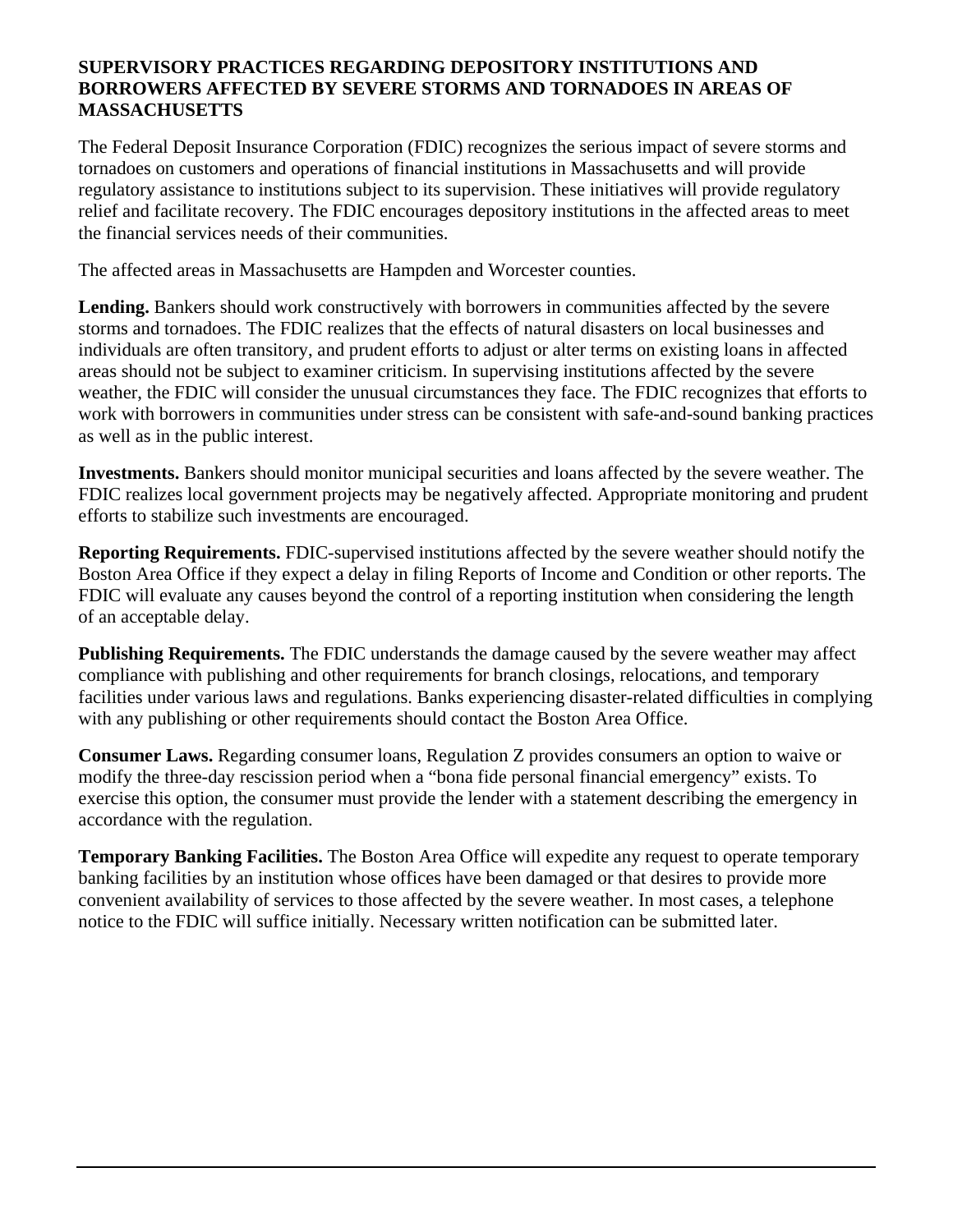**SUPERVISORY PRACTICES REGARDING DEPOSITORY INSTITUTIONS AND BORROWERS AFFECTED BY SEVERE STORMS AND TORNADOES IN AREAS OF MASSACHUSETTS**

The Federal Deposit Insurance Corporation (FDIC) recognizes the serious impact of severe storms and tornadoes on customers and operations of financial institutions in Massachusetts and will provide regulatory assistance to institutions subject to its supervision. These initiatives will provide regulatory relief and facilitate recovery. The FDIC encourages depository institutions in the affected areas to meet the financial services needs of their communities.

The affected areas in Massachusetts are Hampden and Worcester counties.

**Lending.** Bankers should work constructively with borrowers in communities affected by the severe storms and tornadoes. The FDIC realizes that the effects of natural disasters on local businesses and individuals are often transitory, and prudent efforts to adjust or alter terms on existing loans in affected areas should not be subject to examiner criticism. In supervising institutions affected by the severe weather, the FDIC will consider the unusual circumstances they face. The FDIC recognizes that efforts to work with borrowers in communities under stress can be consistent with safe-and-sound banking practices as well as in the public interest.

**Investments.** Bankers should monitor municipal securities and loans affected by the severe weather. The FDIC realizes local government projects may be negatively affected. Appropriate monitoring and prudent efforts to stabilize such investments are encouraged.

**Reporting Requirements.** FDIC-supervised institutions affected by the severe weather should notify the Boston Area Office if they expect a delay in filing Reports of Income and Condition or other reports. The FDIC will evaluate any causes beyond the control of a reporting institution when considering the length of an acceptable delay.

**Publishing Requirements.** The FDIC understands the damage caused by the severe weather may affect compliance with publishing and other requirements for branch closings, relocations, and temporary facilities under various laws and regulations. Banks experiencing disaster-related difficulties in complying with any publishing or other requirements should contact the Boston Area Office.

**Consumer Laws.** Regarding consumer loans, Regulation Z provides consumers an option to waive or modify the three-day rescission period when a "bona fide personal financial emergency" exists. To exercise this option, the consumer must provide the lender with a statement describing the emergency in accordance with the regulation.

**Temporary Banking Facilities.** The Boston Area Office will expedite any request to operate temporary banking facilities by an institution whose offices have been damaged or that desires to provide more convenient availability of services to those affected by the severe weather. In most cases, a telephone notice to the FDIC will suffice initially. Necessary written notification can be submitted later.